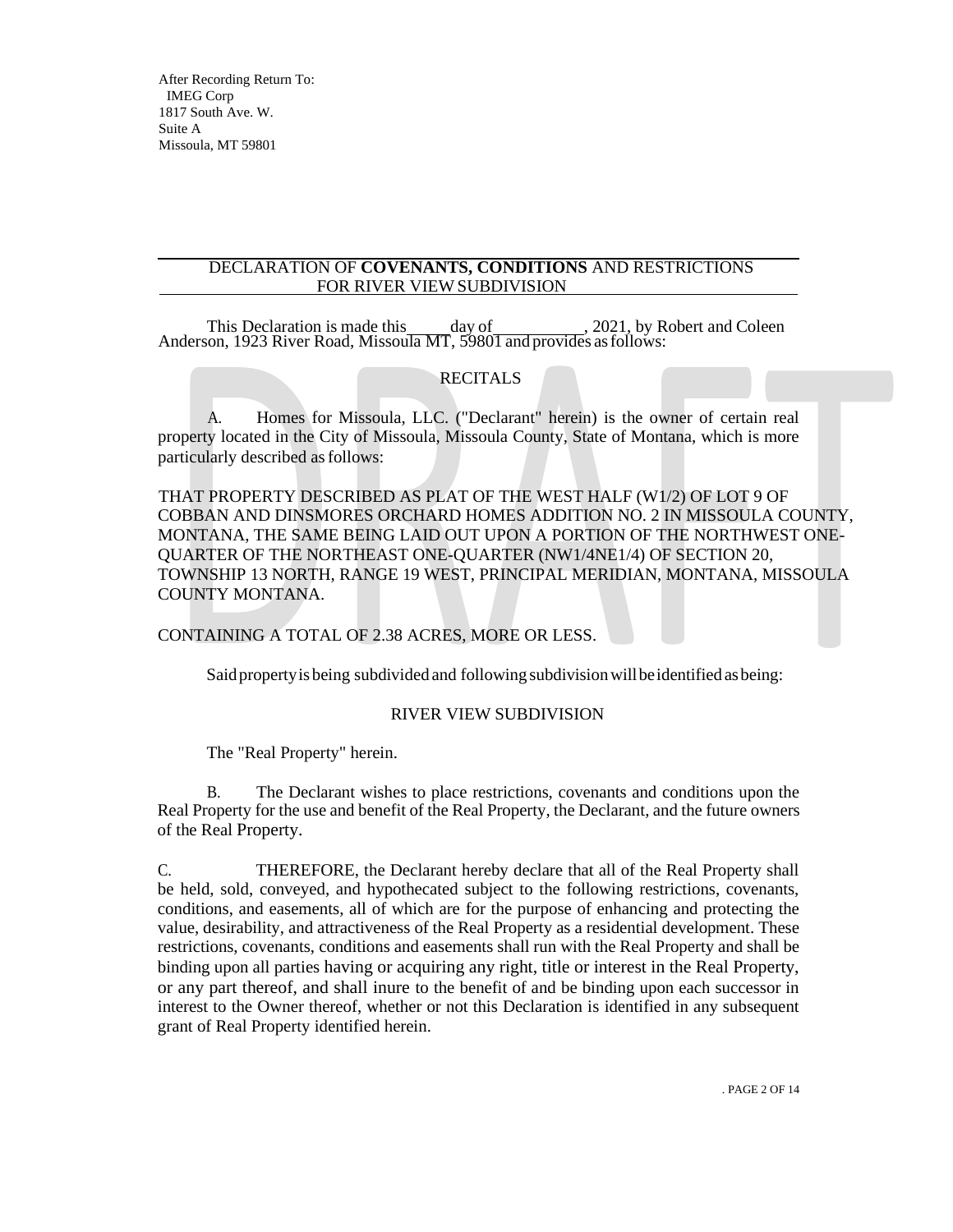After Recording Return To:
IMEG Corp
1817 South Ave. W.
Suite A
Missoula, MT 59801

# DECLARATION OF **COVENANTS, CONDITIONS** AND RESTRICTIONS FOR RIVER VIEW SUBDIVISION

This Declaration is made this _____ day of __________, 2021, by Robert and Coleen Anderson, 1923 River Road, Missoula MT, 59801 and provides as follows:

## RECITALS

A. Homes for Missoula, LLC. ("Declarant" herein) is the owner of certain real property located in the City of Missoula, Missoula County, State of Montana, which is more particularly described as follows:

THAT PROPERTY DESCRIBED AS PLAT OF THE WEST HALF (W1/2) OF LOT 9 OF COBBAN AND DINSMORES ORCHARD HOMES ADDITION NO. 2 IN MISSOULA COUNTY, MONTANA, THE SAME BEING LAID OUT UPON A PORTION OF THE NORTHWEST ONE-QUARTER OF THE NORTHEAST ONE-QUARTER (NW1/4NE1/4) OF SECTION 20, TOWNSHIP 13 NORTH, RANGE 19 WEST, PRINCIPAL MERIDIAN, MONTANA, MISSOULA COUNTY MONTANA.

CONTAINING A TOTAL OF 2.38 ACRES, MORE OR LESS.

Said property is being subdivided and following subdivision will be identified as being:

RIVER VIEW SUBDIVISION

The "Real Property" herein.

B. The Declarant wishes to place restrictions, covenants and conditions upon the Real Property for the use and benefit of the Real Property, the Declarant, and the future owners of the Real Property.

C. THEREFORE, the Declarant hereby declare that all of the Real Property shall be held, sold, conveyed, and hypothecated subject to the following restrictions, covenants, conditions, and easements, all of which are for the purpose of enhancing and protecting the value, desirability, and attractiveness of the Real Property as a residential development. These restrictions, covenants, conditions and easements shall run with the Real Property and shall be binding upon all parties having or acquiring any right, title or interest in the Real Property, or any part thereof, and shall inure to the benefit of and be binding upon each successor in interest to the Owner thereof, whether or not this Declaration is identified in any subsequent grant of Real Property identified herein.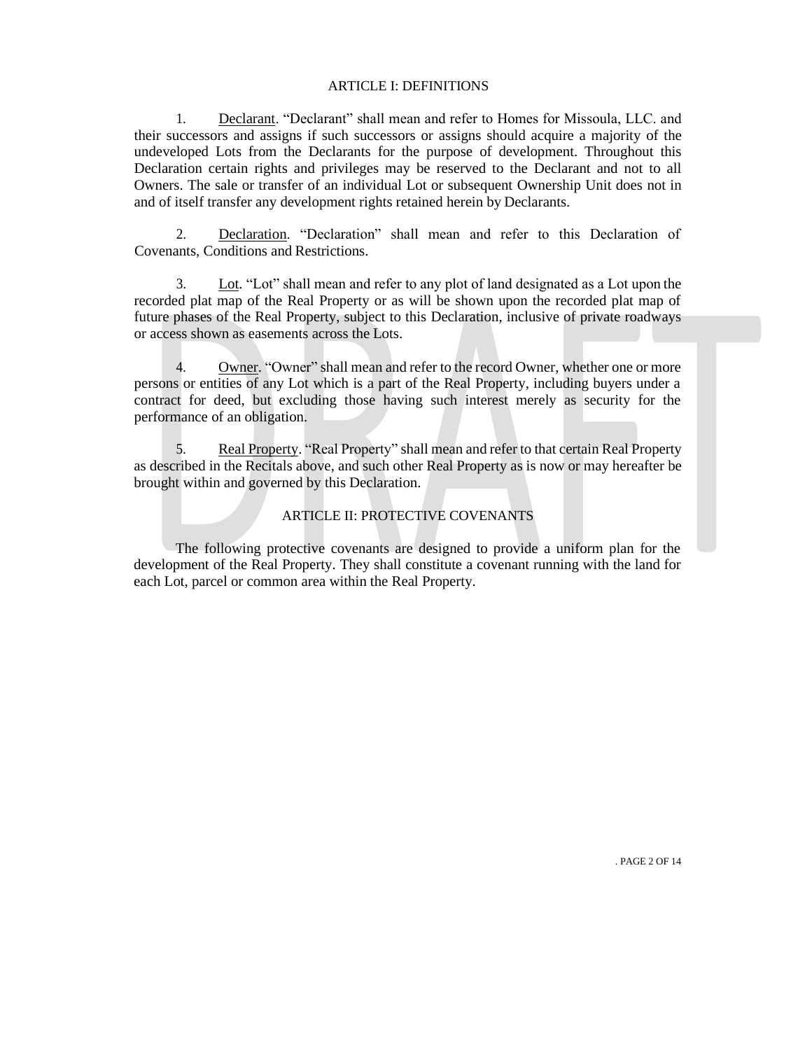## ARTICLE I: DEFINITIONS

1. Declarant. "Declarant" shall mean and refer to Homes for Missoula, LLC. and their successors and assigns if such successors or assigns should acquire a majority of the undeveloped Lots from the Declarants for the purpose of development. Throughout this Declaration certain rights and privileges may be reserved to the Declarant and not to all Owners. The sale or transfer of an individual Lot or subsequent Ownership Unit does not in and of itself transfer any development rights retained herein by Declarants.

2. Declaration. "Declaration" shall mean and refer to this Declaration of Covenants, Conditions and Restrictions.

3. Lot. "Lot" shall mean and refer to any plot of land designated as a Lot upon the recorded plat map of the Real Property or as will be shown upon the recorded plat map of future phases of the Real Property, subject to this Declaration, inclusive of private roadways or access shown as easements across the Lots.

4. Owner. "Owner" shall mean and refer to the record Owner, whether one or more persons or entities of any Lot which is a part of the Real Property, including buyers under a contract for deed, but excluding those having such interest merely as security for the performance of an obligation.

5. Real Property. "Real Property" shall mean and refer to that certain Real Property as described in the Recitals above, and such other Real Property as is now or may hereafter be brought within and governed by this Declaration.

## ARTICLE II: PROTECTIVE COVENANTS

The following protective covenants are designed to provide a uniform plan for the development of the Real Property. They shall constitute a covenant running with the land for each Lot, parcel or common area within the Real Property.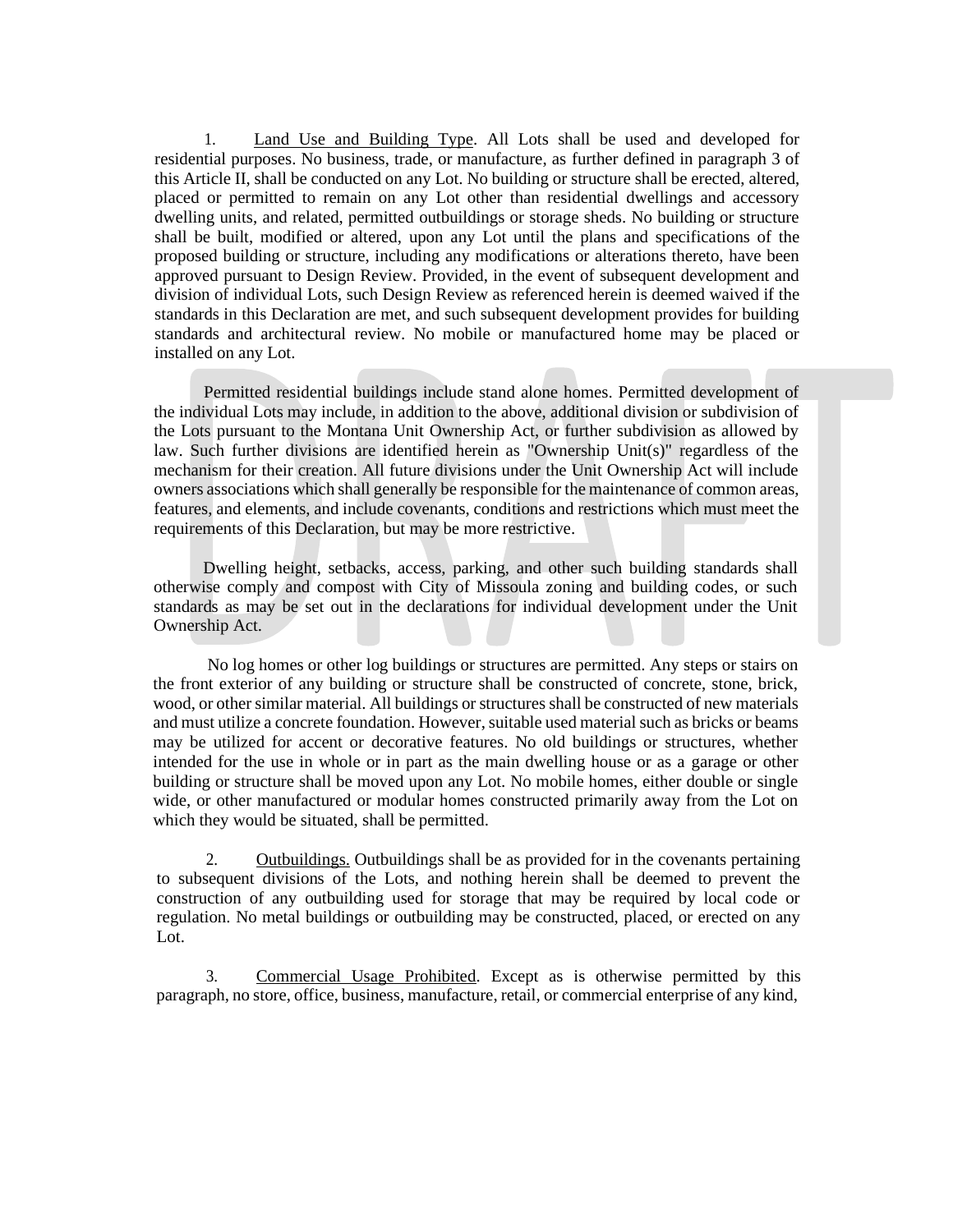1. Land Use and Building Type. All Lots shall be used and developed for residential purposes. No business, trade, or manufacture, as further defined in paragraph 3 of this Article II, shall be conducted on any Lot. No building or structure shall be erected, altered, placed or permitted to remain on any Lot other than residential dwellings and accessory dwelling units, and related, permitted outbuildings or storage sheds. No building or structure shall be built, modified or altered, upon any Lot until the plans and specifications of the proposed building or structure, including any modifications or alterations thereto, have been approved pursuant to Design Review. Provided, in the event of subsequent development and division of individual Lots, such Design Review as referenced herein is deemed waived if the standards in this Declaration are met, and such subsequent development provides for building standards and architectural review. No mobile or manufactured home may be placed or installed on any Lot.

Permitted residential buildings include stand alone homes. Permitted development of the individual Lots may include, in addition to the above, additional division or subdivision of the Lots pursuant to the Montana Unit Ownership Act, or further subdivision as allowed by law. Such further divisions are identified herein as "Ownership Unit(s)" regardless of the mechanism for their creation. All future divisions under the Unit Ownership Act will include owners associations which shall generally be responsible for the maintenance of common areas, features, and elements, and include covenants, conditions and restrictions which must meet the requirements of this Declaration, but may be more restrictive.

Dwelling height, setbacks, access, parking, and other such building standards shall otherwise comply and compost with City of Missoula zoning and building codes, or such standards as may be set out in the declarations for individual development under the Unit Ownership Act.

No log homes or other log buildings or structures are permitted. Any steps or stairs on the front exterior of any building or structure shall be constructed of concrete, stone, brick, wood, or other similar material. All buildings or structures shall be constructed of new materials and must utilize a concrete foundation. However, suitable used material such as bricks or beams may be utilized for accent or decorative features. No old buildings or structures, whether intended for the use in whole or in part as the main dwelling house or as a garage or other building or structure shall be moved upon any Lot. No mobile homes, either double or single wide, or other manufactured or modular homes constructed primarily away from the Lot on which they would be situated, shall be permitted.

2. Outbuildings. Outbuildings shall be as provided for in the covenants pertaining to subsequent divisions of the Lots, and nothing herein shall be deemed to prevent the construction of any outbuilding used for storage that may be required by local code or regulation. No metal buildings or outbuilding may be constructed, placed, or erected on any Lot.

3. Commercial Usage Prohibited. Except as is otherwise permitted by this paragraph, no store, office, business, manufacture, retail, or commercial enterprise of any kind,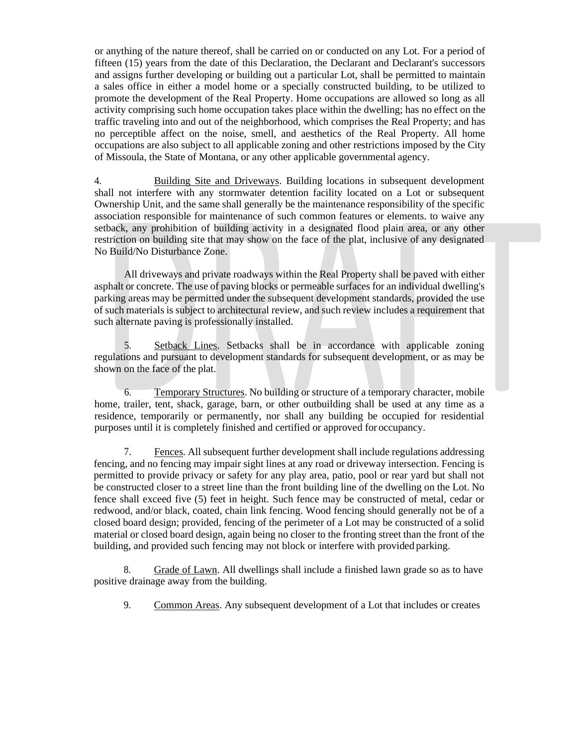or anything of the nature thereof, shall be carried on or conducted on any Lot. For a period of fifteen (15) years from the date of this Declaration, the Declarant and Declarant's successors and assigns further developing or building out a particular Lot, shall be permitted to maintain a sales office in either a model home or a specially constructed building, to be utilized to promote the development of the Real Property. Home occupations are allowed so long as all activity comprising such home occupation takes place within the dwelling; has no effect on the traffic traveling into and out of the neighborhood, which comprises the Real Property; and has no perceptible affect on the noise, smell, and aesthetics of the Real Property. All home occupations are also subject to all applicable zoning and other restrictions imposed by the City of Missoula, the State of Montana, or any other applicable governmental agency.

4. Building Site and Driveways. Building locations in subsequent development shall not interfere with any stormwater detention facility located on a Lot or subsequent Ownership Unit, and the same shall generally be the maintenance responsibility of the specific association responsible for maintenance of such common features or elements. to waive any setback, any prohibition of building activity in a designated flood plain area, or any other restriction on building site that may show on the face of the plat, inclusive of any designated No Build/No Disturbance Zone.

All driveways and private roadways within the Real Property shall be paved with either asphalt or concrete. The use of paving blocks or permeable surfaces for an individual dwelling's parking areas may be permitted under the subsequent development standards, provided the use of such materials is subject to architectural review, and such review includes a requirement that such alternate paving is professionally installed.

5. Setback Lines. Setbacks shall be in accordance with applicable zoning regulations and pursuant to development standards for subsequent development, or as may be shown on the face of the plat.

6. Temporary Structures. No building or structure of a temporary character, mobile home, trailer, tent, shack, garage, barn, or other outbuilding shall be used at any time as a residence, temporarily or permanently, nor shall any building be occupied for residential purposes until it is completely finished and certified or approved for occupancy.

7. Fences. All subsequent further development shall include regulations addressing fencing, and no fencing may impair sight lines at any road or driveway intersection. Fencing is permitted to provide privacy or safety for any play area, patio, pool or rear yard but shall not be constructed closer to a street line than the front building line of the dwelling on the Lot. No fence shall exceed five (5) feet in height. Such fence may be constructed of metal, cedar or redwood, and/or black, coated, chain link fencing. Wood fencing should generally not be of a closed board design; provided, fencing of the perimeter of a Lot may be constructed of a solid material or closed board design, again being no closer to the fronting street than the front of the building, and provided such fencing may not block or interfere with provided parking.

8. Grade of Lawn. All dwellings shall include a finished lawn grade so as to have positive drainage away from the building.

9. Common Areas. Any subsequent development of a Lot that includes or creates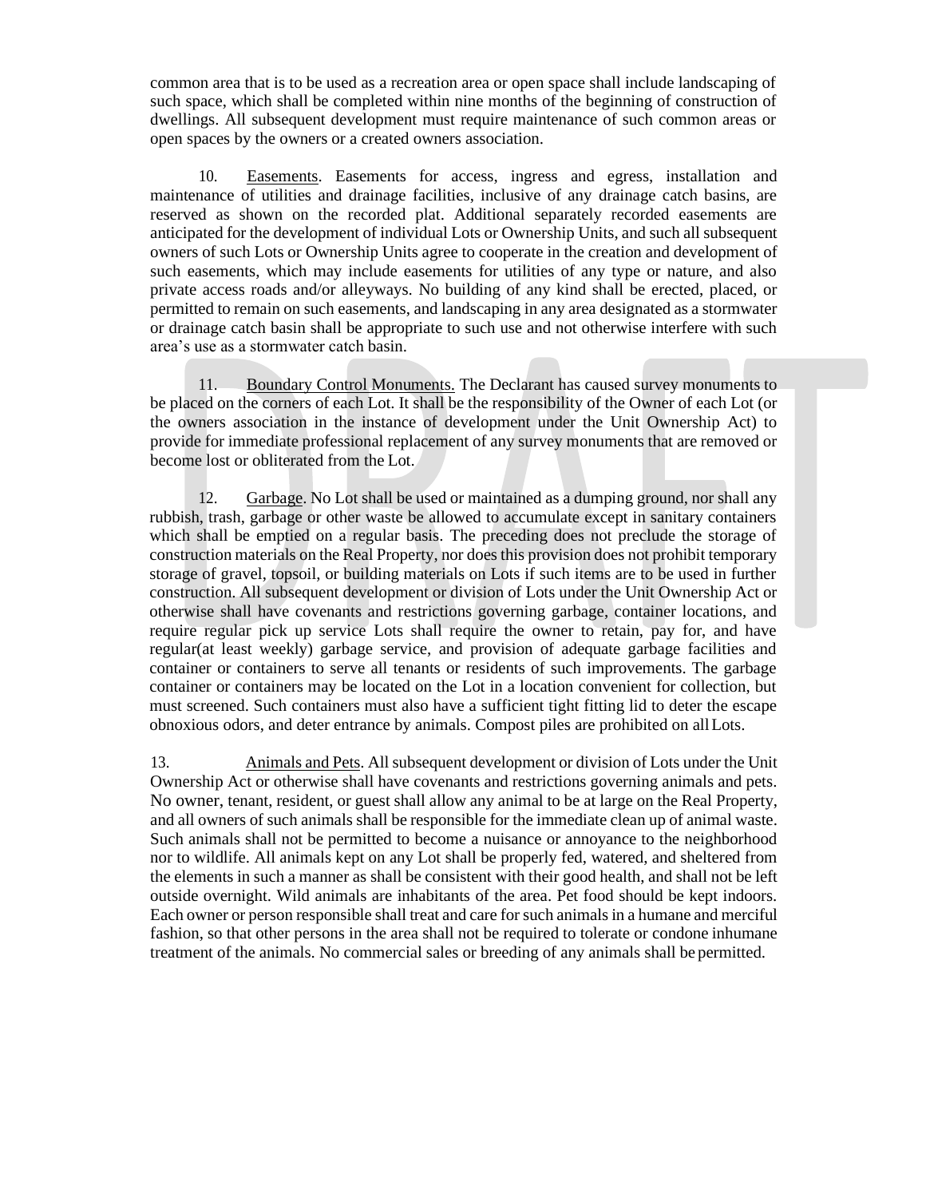common area that is to be used as a recreation area or open space shall include landscaping of such space, which shall be completed within nine months of the beginning of construction of dwellings. All subsequent development must require maintenance of such common areas or open spaces by the owners or a created owners association.

10. Easements. Easements for access, ingress and egress, installation and maintenance of utilities and drainage facilities, inclusive of any drainage catch basins, are reserved as shown on the recorded plat. Additional separately recorded easements are anticipated for the development of individual Lots or Ownership Units, and such all subsequent owners of such Lots or Ownership Units agree to cooperate in the creation and development of such easements, which may include easements for utilities of any type or nature, and also private access roads and/or alleyways. No building of any kind shall be erected, placed, or permitted to remain on such easements, and landscaping in any area designated as a stormwater or drainage catch basin shall be appropriate to such use and not otherwise interfere with such area's use as a stormwater catch basin.

11. Boundary Control Monuments. The Declarant has caused survey monuments to be placed on the corners of each Lot. It shall be the responsibility of the Owner of each Lot (or the owners association in the instance of development under the Unit Ownership Act) to provide for immediate professional replacement of any survey monuments that are removed or become lost or obliterated from the Lot.

12. Garbage. No Lot shall be used or maintained as a dumping ground, nor shall any rubbish, trash, garbage or other waste be allowed to accumulate except in sanitary containers which shall be emptied on a regular basis. The preceding does not preclude the storage of construction materials on the Real Property, nor does this provision does not prohibit temporary storage of gravel, topsoil, or building materials on Lots if such items are to be used in further construction. All subsequent development or division of Lots under the Unit Ownership Act or otherwise shall have covenants and restrictions governing garbage, container locations, and require regular pick up service Lots shall require the owner to retain, pay for, and have regular(at least weekly) garbage service, and provision of adequate garbage facilities and container or containers to serve all tenants or residents of such improvements. The garbage container or containers may be located on the Lot in a location convenient for collection, but must screened. Such containers must also have a sufficient tight fitting lid to deter the escape obnoxious odors, and deter entrance by animals. Compost piles are prohibited on all Lots.

13. Animals and Pets. All subsequent development or division of Lots under the Unit Ownership Act or otherwise shall have covenants and restrictions governing animals and pets. No owner, tenant, resident, or guest shall allow any animal to be at large on the Real Property, and all owners of such animals shall be responsible for the immediate clean up of animal waste. Such animals shall not be permitted to become a nuisance or annoyance to the neighborhood nor to wildlife. All animals kept on any Lot shall be properly fed, watered, and sheltered from the elements in such a manner as shall be consistent with their good health, and shall not be left outside overnight. Wild animals are inhabitants of the area. Pet food should be kept indoors. Each owner or person responsible shall treat and care for such animals in a humane and merciful fashion, so that other persons in the area shall not be required to tolerate or condone inhumane treatment of the animals. No commercial sales or breeding of any animals shall be permitted.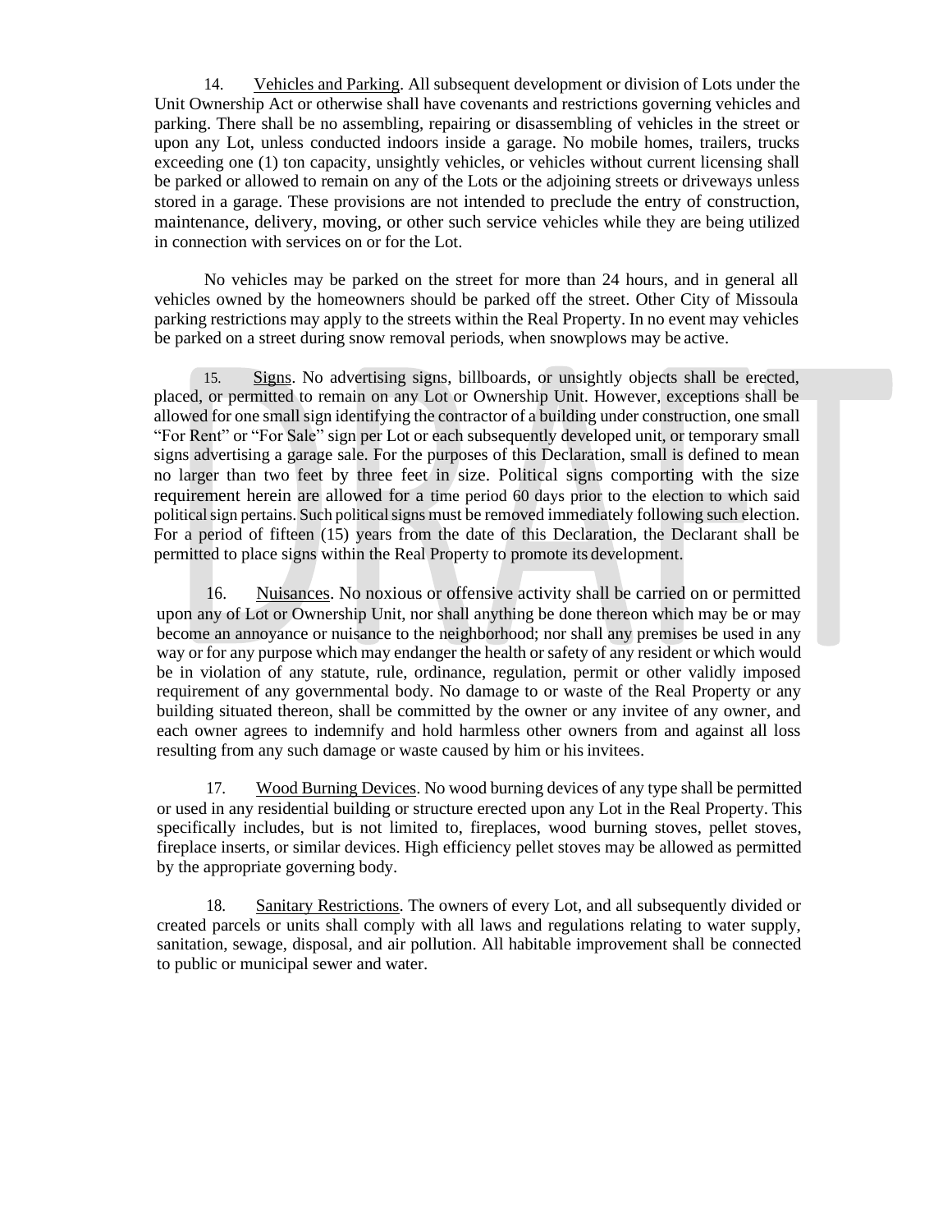14. Vehicles and Parking. All subsequent development or division of Lots under the Unit Ownership Act or otherwise shall have covenants and restrictions governing vehicles and parking. There shall be no assembling, repairing or disassembling of vehicles in the street or upon any Lot, unless conducted indoors inside a garage. No mobile homes, trailers, trucks exceeding one (1) ton capacity, unsightly vehicles, or vehicles without current licensing shall be parked or allowed to remain on any of the Lots or the adjoining streets or driveways unless stored in a garage. These provisions are not intended to preclude the entry of construction, maintenance, delivery, moving, or other such service vehicles while they are being utilized in connection with services on or for the Lot.

No vehicles may be parked on the street for more than 24 hours, and in general all vehicles owned by the homeowners should be parked off the street. Other City of Missoula parking restrictions may apply to the streets within the Real Property. In no event may vehicles be parked on a street during snow removal periods, when snowplows may be active.

15. Signs. No advertising signs, billboards, or unsightly objects shall be erected, placed, or permitted to remain on any Lot or Ownership Unit. However, exceptions shall be allowed for one small sign identifying the contractor of a building under construction, one small "For Rent" or "For Sale" sign per Lot or each subsequently developed unit, or temporary small signs advertising a garage sale. For the purposes of this Declaration, small is defined to mean no larger than two feet by three feet in size. Political signs comporting with the size requirement herein are allowed for a time period 60 days prior to the election to which said political sign pertains. Such political signs must be removed immediately following such election. For a period of fifteen (15) years from the date of this Declaration, the Declarant shall be permitted to place signs within the Real Property to promote its development.

16. Nuisances. No noxious or offensive activity shall be carried on or permitted upon any of Lot or Ownership Unit, nor shall anything be done thereon which may be or may become an annoyance or nuisance to the neighborhood; nor shall any premises be used in any way or for any purpose which may endanger the health or safety of any resident or which would be in violation of any statute, rule, ordinance, regulation, permit or other validly imposed requirement of any governmental body. No damage to or waste of the Real Property or any building situated thereon, shall be committed by the owner or any invitee of any owner, and each owner agrees to indemnify and hold harmless other owners from and against all loss resulting from any such damage or waste caused by him or his invitees.

17. Wood Burning Devices. No wood burning devices of any type shall be permitted or used in any residential building or structure erected upon any Lot in the Real Property. This specifically includes, but is not limited to, fireplaces, wood burning stoves, pellet stoves, fireplace inserts, or similar devices. High efficiency pellet stoves may be allowed as permitted by the appropriate governing body.

18. Sanitary Restrictions. The owners of every Lot, and all subsequently divided or created parcels or units shall comply with all laws and regulations relating to water supply, sanitation, sewage, disposal, and air pollution. All habitable improvement shall be connected to public or municipal sewer and water.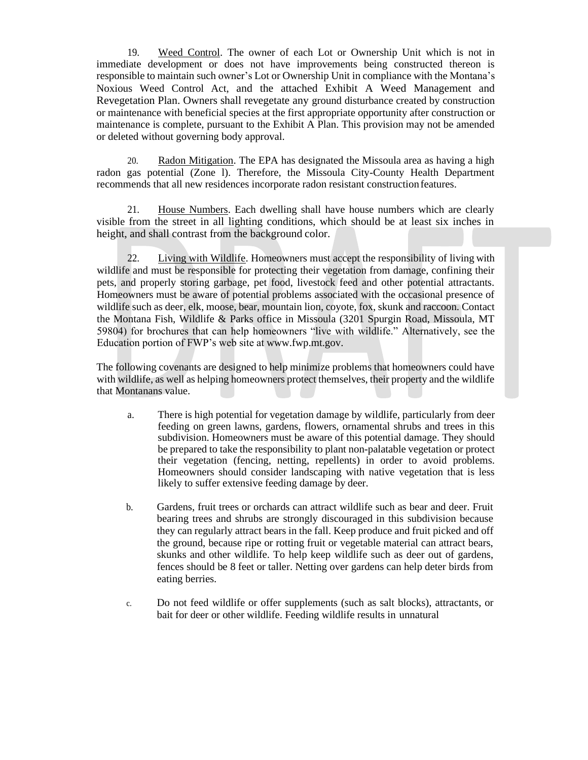19. Weed Control. The owner of each Lot or Ownership Unit which is not in immediate development or does not have improvements being constructed thereon is responsible to maintain such owner's Lot or Ownership Unit in compliance with the Montana's Noxious Weed Control Act, and the attached Exhibit A Weed Management and Revegetation Plan. Owners shall revegetate any ground disturbance created by construction or maintenance with beneficial species at the first appropriate opportunity after construction or maintenance is complete, pursuant to the Exhibit A Plan. This provision may not be amended or deleted without governing body approval.

20. Radon Mitigation. The EPA has designated the Missoula area as having a high radon gas potential (Zone l). Therefore, the Missoula City-County Health Department recommends that all new residences incorporate radon resistant construction features.

21. House Numbers. Each dwelling shall have house numbers which are clearly visible from the street in all lighting conditions, which should be at least six inches in height, and shall contrast from the background color.

22. Living with Wildlife. Homeowners must accept the responsibility of living with wildlife and must be responsible for protecting their vegetation from damage, confining their pets, and properly storing garbage, pet food, livestock feed and other potential attractants. Homeowners must be aware of potential problems associated with the occasional presence of wildlife such as deer, elk, moose, bear, mountain lion, coyote, fox, skunk and raccoon. Contact the Montana Fish, Wildlife & Parks office in Missoula (3201 Spurgin Road, Missoula, MT 59804) for brochures that can help homeowners "live with wildlife." Alternatively, see the Education portion of FWP's web site at www.fwp.mt.gov.

The following covenants are designed to help minimize problems that homeowners could have with wildlife, as well as helping homeowners protect themselves, their property and the wildlife that Montanans value.

a. There is high potential for vegetation damage by wildlife, particularly from deer feeding on green lawns, gardens, flowers, ornamental shrubs and trees in this subdivision. Homeowners must be aware of this potential damage. They should be prepared to take the responsibility to plant non-palatable vegetation or protect their vegetation (fencing, netting, repellents) in order to avoid problems. Homeowners should consider landscaping with native vegetation that is less likely to suffer extensive feeding damage by deer.

b. Gardens, fruit trees or orchards can attract wildlife such as bear and deer. Fruit bearing trees and shrubs are strongly discouraged in this subdivision because they can regularly attract bears in the fall. Keep produce and fruit picked and off the ground, because ripe or rotting fruit or vegetable material can attract bears, skunks and other wildlife. To help keep wildlife such as deer out of gardens, fences should be 8 feet or taller. Netting over gardens can help deter birds from eating berries.

c. Do not feed wildlife or offer supplements (such as salt blocks), attractants, or bait for deer or other wildlife. Feeding wildlife results in unnatural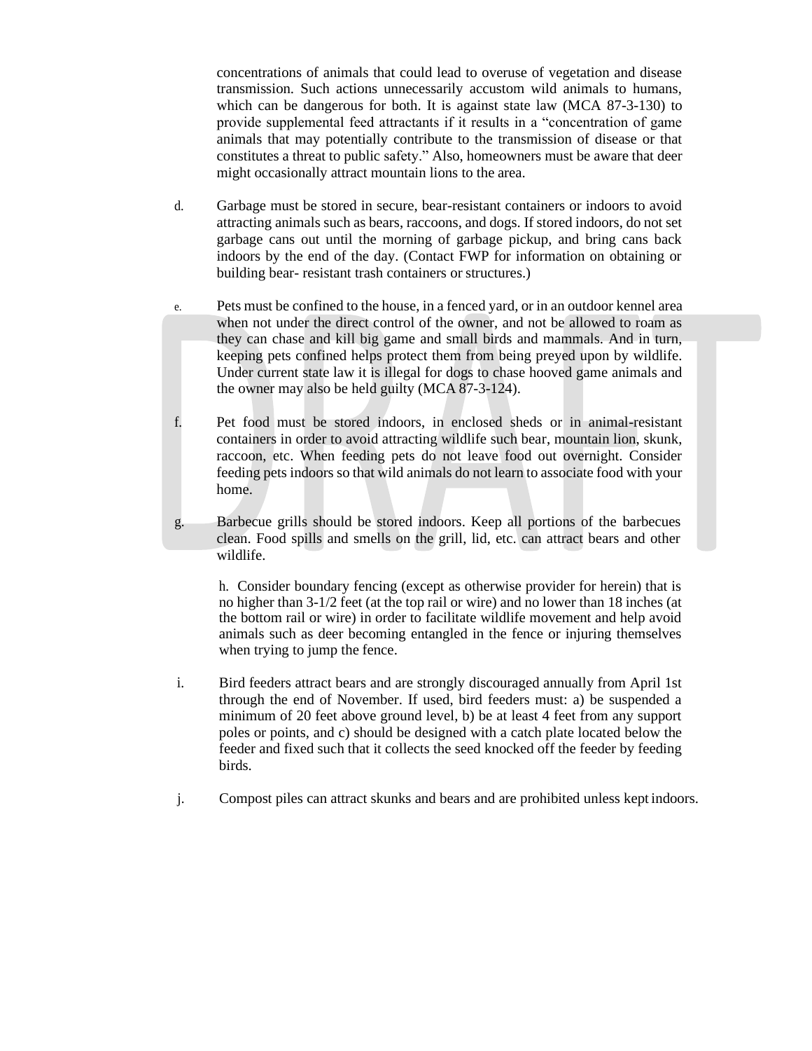concentrations of animals that could lead to overuse of vegetation and disease transmission. Such actions unnecessarily accustom wild animals to humans, which can be dangerous for both. It is against state law (MCA 87-3-130) to provide supplemental feed attractants if it results in a "concentration of game animals that may potentially contribute to the transmission of disease or that constitutes a threat to public safety." Also, homeowners must be aware that deer might occasionally attract mountain lions to the area.

d. Garbage must be stored in secure, bear-resistant containers or indoors to avoid attracting animals such as bears, raccoons, and dogs. If stored indoors, do not set garbage cans out until the morning of garbage pickup, and bring cans back indoors by the end of the day. (Contact FWP for information on obtaining or building bear- resistant trash containers or structures.)

e. Pets must be confined to the house, in a fenced yard, or in an outdoor kennel area when not under the direct control of the owner, and not be allowed to roam as they can chase and kill big game and small birds and mammals. And in turn, keeping pets confined helps protect them from being preyed upon by wildlife. Under current state law it is illegal for dogs to chase hooved game animals and the owner may also be held guilty (MCA 87-3-124).

f. Pet food must be stored indoors, in enclosed sheds or in animal-resistant containers in order to avoid attracting wildlife such bear, mountain lion, skunk, raccoon, etc. When feeding pets do not leave food out overnight. Consider feeding pets indoors so that wild animals do not learn to associate food with your home.

g. Barbecue grills should be stored indoors. Keep all portions of the barbecues clean. Food spills and smells on the grill, lid, etc. can attract bears and other wildlife.

h. Consider boundary fencing (except as otherwise provider for herein) that is no higher than 3-1/2 feet (at the top rail or wire) and no lower than 18 inches (at the bottom rail or wire) in order to facilitate wildlife movement and help avoid animals such as deer becoming entangled in the fence or injuring themselves when trying to jump the fence.

i. Bird feeders attract bears and are strongly discouraged annually from April 1st through the end of November. If used, bird feeders must: a) be suspended a minimum of 20 feet above ground level, b) be at least 4 feet from any support poles or points, and c) should be designed with a catch plate located below the feeder and fixed such that it collects the seed knocked off the feeder by feeding birds.

j. Compost piles can attract skunks and bears and are prohibited unless kept indoors.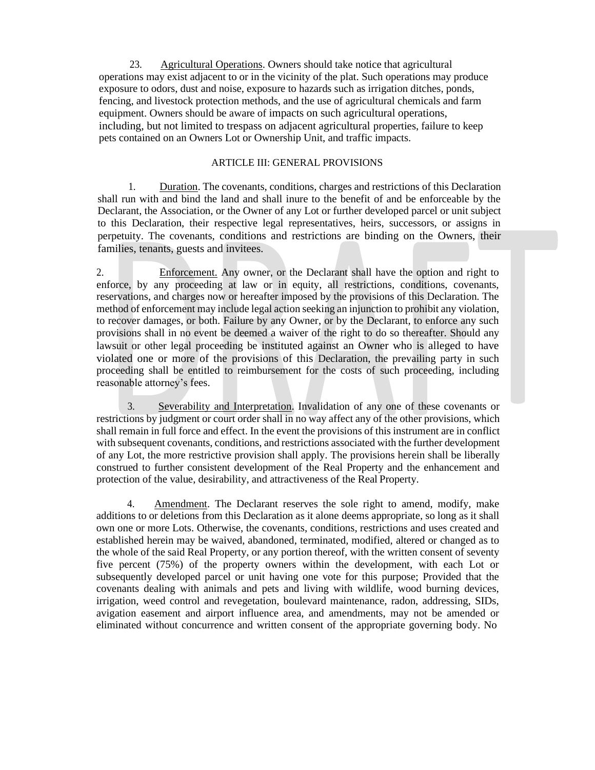23. Agricultural Operations. Owners should take notice that agricultural operations may exist adjacent to or in the vicinity of the plat. Such operations may produce exposure to odors, dust and noise, exposure to hazards such as irrigation ditches, ponds, fencing, and livestock protection methods, and the use of agricultural chemicals and farm equipment. Owners should be aware of impacts on such agricultural operations, including, but not limited to trespass on adjacent agricultural properties, failure to keep pets contained on an Owners Lot or Ownership Unit, and traffic impacts.

## ARTICLE III: GENERAL PROVISIONS

1. Duration. The covenants, conditions, charges and restrictions of this Declaration shall run with and bind the land and shall inure to the benefit of and be enforceable by the Declarant, the Association, or the Owner of any Lot or further developed parcel or unit subject to this Declaration, their respective legal representatives, heirs, successors, or assigns in perpetuity. The covenants, conditions and restrictions are binding on the Owners, their families, tenants, guests and invitees.

2. Enforcement. Any owner, or the Declarant shall have the option and right to enforce, by any proceeding at law or in equity, all restrictions, conditions, covenants, reservations, and charges now or hereafter imposed by the provisions of this Declaration. The method of enforcement may include legal action seeking an injunction to prohibit any violation, to recover damages, or both. Failure by any Owner, or by the Declarant, to enforce any such provisions shall in no event be deemed a waiver of the right to do so thereafter. Should any lawsuit or other legal proceeding be instituted against an Owner who is alleged to have violated one or more of the provisions of this Declaration, the prevailing party in such proceeding shall be entitled to reimbursement for the costs of such proceeding, including reasonable attorney's fees.

3. Severability and Interpretation. Invalidation of any one of these covenants or restrictions by judgment or court order shall in no way affect any of the other provisions, which shall remain in full force and effect. In the event the provisions of this instrument are in conflict with subsequent covenants, conditions, and restrictions associated with the further development of any Lot, the more restrictive provision shall apply. The provisions herein shall be liberally construed to further consistent development of the Real Property and the enhancement and protection of the value, desirability, and attractiveness of the Real Property.

4. Amendment. The Declarant reserves the sole right to amend, modify, make additions to or deletions from this Declaration as it alone deems appropriate, so long as it shall own one or more Lots. Otherwise, the covenants, conditions, restrictions and uses created and established herein may be waived, abandoned, terminated, modified, altered or changed as to the whole of the said Real Property, or any portion thereof, with the written consent of seventy five percent (75%) of the property owners within the development, with each Lot or subsequently developed parcel or unit having one vote for this purpose; Provided that the covenants dealing with animals and pets and living with wildlife, wood burning devices, irrigation, weed control and revegetation, boulevard maintenance, radon, addressing, SIDs, avigation easement and airport influence area, and amendments, may not be amended or eliminated without concurrence and written consent of the appropriate governing body. No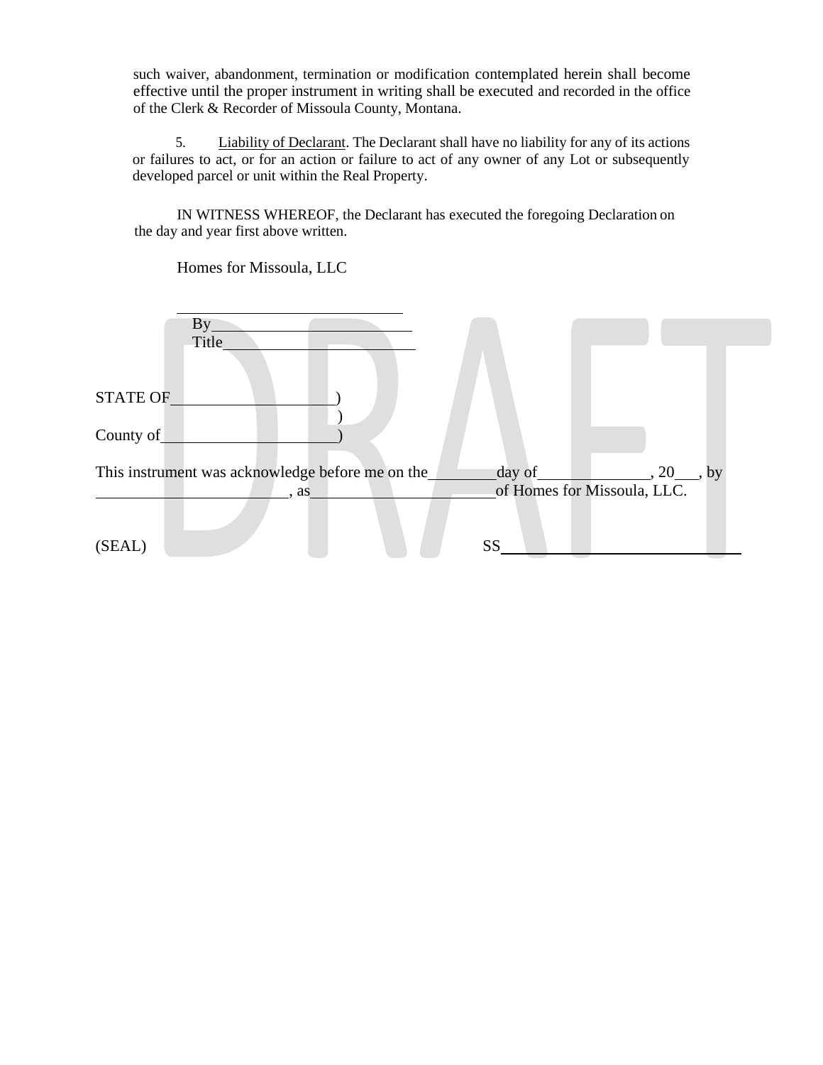such waiver, abandonment, termination or modification contemplated herein shall become effective until the proper instrument in writing shall be executed and recorded in the office of the Clerk & Recorder of Missoula County, Montana.

5. Liability of Declarant. The Declarant shall have no liability for any of its actions or failures to act, or for an action or failure to act of any owner of any Lot or subsequently developed parcel or unit within the Real Property.

IN WITNESS WHEREOF, the Declarant has executed the foregoing Declaration on the day and year first above written.

Homes for Missoula, LLC

\_\_\_\_\_\_\_\_\_\_\_\_\_\_\_\_\_\_\_\_\_\_\_\_\_\_\_\_\_\_

By\_\_\_\_\_\_\_\_\_\_\_\_\_\_\_\_\_\_\_\_\_\_\_\_\_\_

Title\_\_\_\_\_\_\_\_\_\_\_\_\_\_\_\_\_\_\_\_\_\_\_\_\_

STATE OF\_\_\_\_\_\_\_\_\_\_\_\_\_\_\_\_\_\_\_\_)
)
County of\_\_\_\_\_\_\_\_\_\_\_\_\_\_\_\_\_\_\_\_\_)

This instrument was acknowledge before me on the\_\_\_\_\_\_\_\_day of\_\_\_\_\_\_\_\_\_\_\_\_\_\_, 20\_\_\_, by \_\_\_\_\_\_\_\_\_\_\_\_\_\_\_\_\_\_\_\_\_\_\_\_, as\_\_\_\_\_\_\_\_\_\_\_\_\_\_\_\_\_\_\_\_\_\_\_\_of Homes for Missoula, LLC.

(SEAL) SS\_\_\_\_\_\_\_\_\_\_\_\_\_\_\_\_\_\_\_\_\_\_\_\_\_\_\_\_\_\_

DRAFT